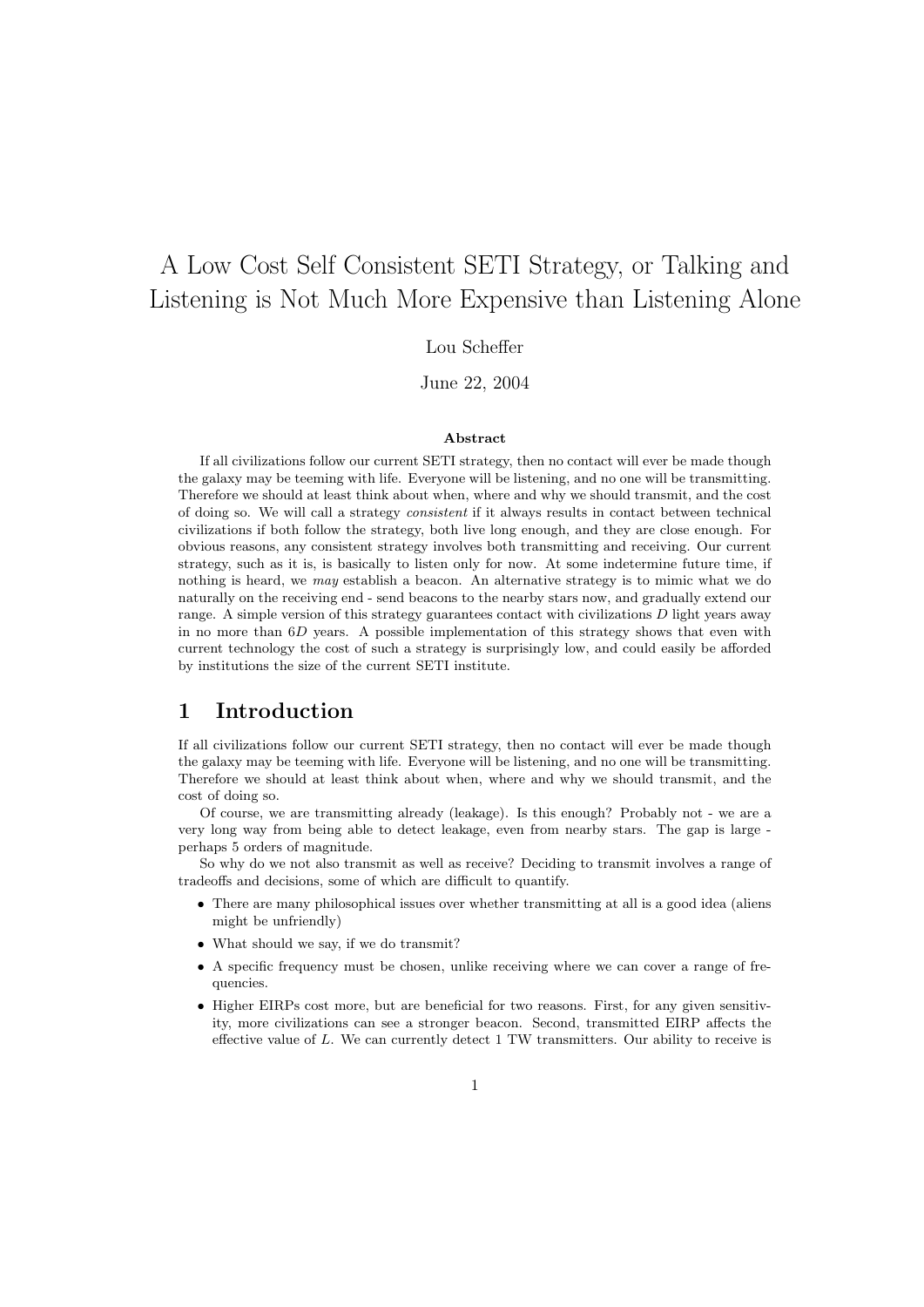# A Low Cost Self Consistent SETI Strategy, or Talking and Listening is Not Much More Expensive than Listening Alone

Lou Scheffer

June 22, 2004

**Abstract**

If all civilizations follow our current SETI strategy, then no contact will ever be made though the galaxy may be teeming with life. Everyone will be listening, and no one will be transmitting. Therefore we should at least think about when, where and why we should transmit, and the cost of doing so. We will call a strategy *consistent* if it always results in contact between technical civilizations if both follow the strategy, both live long enough, and they are close enough. For obvious reasons, any consistent strategy involves both transmitting and receiving. Our current strategy, such as it is, is basically to listen only for now. At some indetermine future time, if nothing is heard, we *may* establish a beacon. An alternative strategy is to mimic what we do naturally on the receiving end - send beacons to the nearby stars now, and gradually extend our range. A simple version of this strategy guarantees contact with civilizations $D$ light years away in no more than $6D$ years. A possible implementation of this strategy shows that even with current technology the cost of such a strategy is surprisingly low, and could easily be afforded by institutions the size of the current SETI institute.

## 1 Introduction

If all civilizations follow our current SETI strategy, then no contact will ever be made though the galaxy may be teeming with life. Everyone will be listening, and no one will be transmitting. Therefore we should at least think about when, where and why we should transmit, and the cost of doing so.

Of course, we are transmitting already (leakage). Is this enough? Probably not - we are a very long way from being able to detect leakage, even from nearby stars. The gap is large - perhaps 5 orders of magnitude.

So why do we not also transmit as well as receive? Deciding to transmit involves a range of tradeoffs and decisions, some of which are difficult to quantify.

- There are many philosophical issues over whether transmitting at all is a good idea (aliens might be unfriendly)
- What should we say, if we do transmit?
- A specific frequency must be chosen, unlike receiving where we can cover a range of frequencies.
- Higher EIRPs cost more, but are beneficial for two reasons. First, for any given sensitivity, more civilizations can see a stronger beacon. Second, transmitted EIRP affects the effective value of $L$. We can currently detect 1 TW transmitters. Our ability to receive is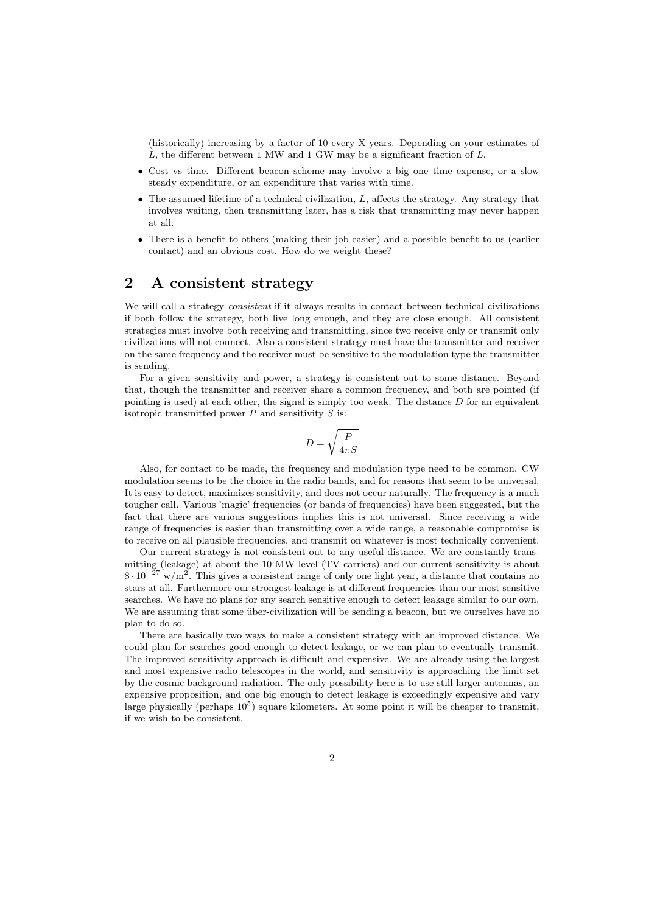(historically) increasing by a factor of 10 every X years. Depending on your estimates of $L$, the different between 1 MW and 1 GW may be a significant fraction of $L$.

- Cost vs time. Different beacon scheme may involve a big one time expense, or a slow steady expenditure, or an expenditure that varies with time.
- The assumed lifetime of a technical civilization, $L$, affects the strategy. Any strategy that involves waiting, then transmitting later, has a risk that transmitting may never happen at all.
- There is a benefit to others (making their job easier) and a possible benefit to us (earlier contact) and an obvious cost. How do we weight these?

## 2 A consistent strategy

We will call a strategy *consistent* if it always results in contact between technical civilizations if both follow the strategy, both live long enough, and they are close enough. All consistent strategies must involve both receiving and transmitting, since two receive only or transmit only civilizations will not connect. Also a consistent strategy must have the transmitter and receiver on the same frequency and the receiver must be sensitive to the modulation type the transmitter is sending.

For a given sensitivity and power, a strategy is consistent out to some distance. Beyond that, though the transmitter and receiver share a common frequency, and both are pointed (if pointing is used) at each other, the signal is simply too weak. The distance $D$ for an equivalent isotropic transmitted power $P$ and sensitivity $S$ is:

$$D = \sqrt{\frac{P}{4\pi S}}$$

Also, for contact to be made, the frequency and modulation type need to be common. CW modulation seems to be the choice in the radio bands, and for reasons that seem to be universal. It is easy to detect, maximizes sensitivity, and does not occur naturally. The frequency is a much tougher call. Various 'magic' frequencies (or bands of frequencies) have been suggested, but the fact that there are various suggestions implies this is not universal. Since receiving a wide range of frequencies is easier than transmitting over a wide range, a reasonable compromise is to receive on all plausible frequencies, and transmit on whatever is most technically convenient.

Our current strategy is not consistent out to any useful distance. We are constantly transmitting (leakage) at about the 10 MW level (TV carriers) and our current sensitivity is about $8 \cdot 10^{-27}$ w/m$^2$. This gives a consistent range of only one light year, a distance that contains no stars at all. Furthermore our strongest leakage is at different frequencies than our most sensitive searches. We have no plans for any search sensitive enough to detect leakage similar to our own. We are assuming that some über-civilization will be sending a beacon, but we ourselves have no plan to do so.

There are basically two ways to make a consistent strategy with an improved distance. We could plan for searches good enough to detect leakage, or we can plan to eventually transmit. The improved sensitivity approach is difficult and expensive. We are already using the largest and most expensive radio telescopes in the world, and sensitivity is approaching the limit set by the cosmic background radiation. The only possibility here is to use still larger antennas, an expensive proposition, and one big enough to detect leakage is exceedingly expensive and vary large physically (perhaps $10^5$) square kilometers. At some point it will be cheaper to transmit, if we wish to be consistent.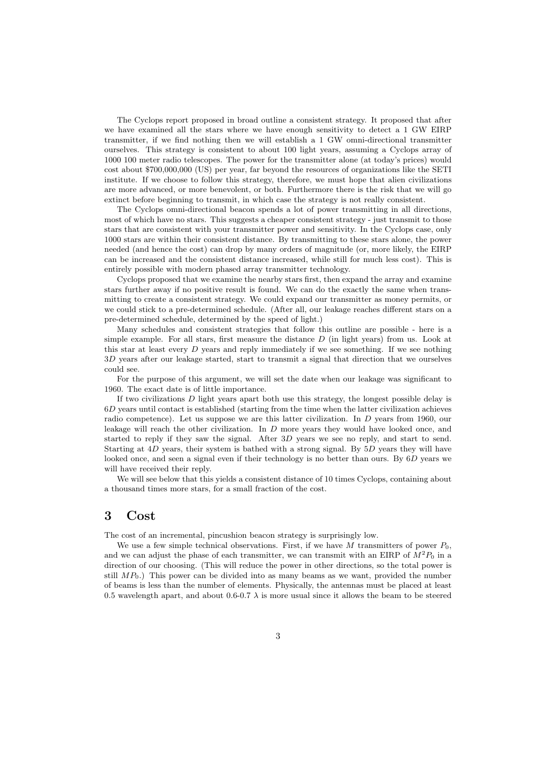The Cyclops report proposed in broad outline a consistent strategy. It proposed that after we have examined all the stars where we have enough sensitivity to detect a 1 GW EIRP transmitter, if we find nothing then we will establish a 1 GW omni-directional transmitter ourselves. This strategy is consistent to about 100 light years, assuming a Cyclops array of 1000 100 meter radio telescopes. The power for the transmitter alone (at today's prices) would cost about $700,000,000 (US) per year, far beyond the resources of organizations like the SETI institute. If we choose to follow this strategy, therefore, we must hope that alien civilizations are more advanced, or more benevolent, or both. Furthermore there is the risk that we will go extinct before beginning to transmit, in which case the strategy is not really consistent.

The Cyclops omni-directional beacon spends a lot of power transmitting in all directions, most of which have no stars. This suggests a cheaper consistent strategy - just transmit to those stars that are consistent with your transmitter power and sensitivity. In the Cyclops case, only 1000 stars are within their consistent distance. By transmitting to these stars alone, the power needed (and hence the cost) can drop by many orders of magnitude (or, more likely, the EIRP can be increased and the consistent distance increased, while still for much less cost). This is entirely possible with modern phased array transmitter technology.

Cyclops proposed that we examine the nearby stars first, then expand the array and examine stars further away if no positive result is found. We can do the exactly the same when transmitting to create a consistent strategy. We could expand our transmitter as money permits, or we could stick to a pre-determined schedule. (After all, our leakage reaches different stars on a pre-determined schedule, determined by the speed of light.)

Many schedules and consistent strategies that follow this outline are possible - here is a simple example. For all stars, first measure the distance $D$ (in light years) from us. Look at this star at least every $D$ years and reply immediately if we see something. If we see nothing $3D$ years after our leakage started, start to transmit a signal that direction that we ourselves could see.

For the purpose of this argument, we will set the date when our leakage was significant to 1960. The exact date is of little importance.

If two civilizations $D$ light years apart both use this strategy, the longest possible delay is $6D$ years until contact is established (starting from the time when the latter civilization achieves radio competence). Let us suppose we are this latter civilization. In $D$ years from 1960, our leakage will reach the other civilization. In $D$ more years they would have looked once, and started to reply if they saw the signal. After $3D$ years we see no reply, and start to send. Starting at $4D$ years, their system is bathed with a strong signal. By $5D$ years they will have looked once, and seen a signal even if their technology is no better than ours. By $6D$ years we will have received their reply.

We will see below that this yields a consistent distance of 10 times Cyclops, containing about a thousand times more stars, for a small fraction of the cost.

## 3 Cost

The cost of an incremental, pincushion beacon strategy is surprisingly low.

We use a few simple technical observations. First, if we have $M$ transmitters of power $P_0$, and we can adjust the phase of each transmitter, we can transmit with an EIRP of $M^2P_0$ in a direction of our choosing. (This will reduce the power in other directions, so the total power is still $MP_0$.) This power can be divided into as many beams as we want, provided the number of beams is less than the number of elements. Physically, the antennas must be placed at least 0.5 wavelength apart, and about 0.6-0.7 $\lambda$ is more usual since it allows the beam to be steered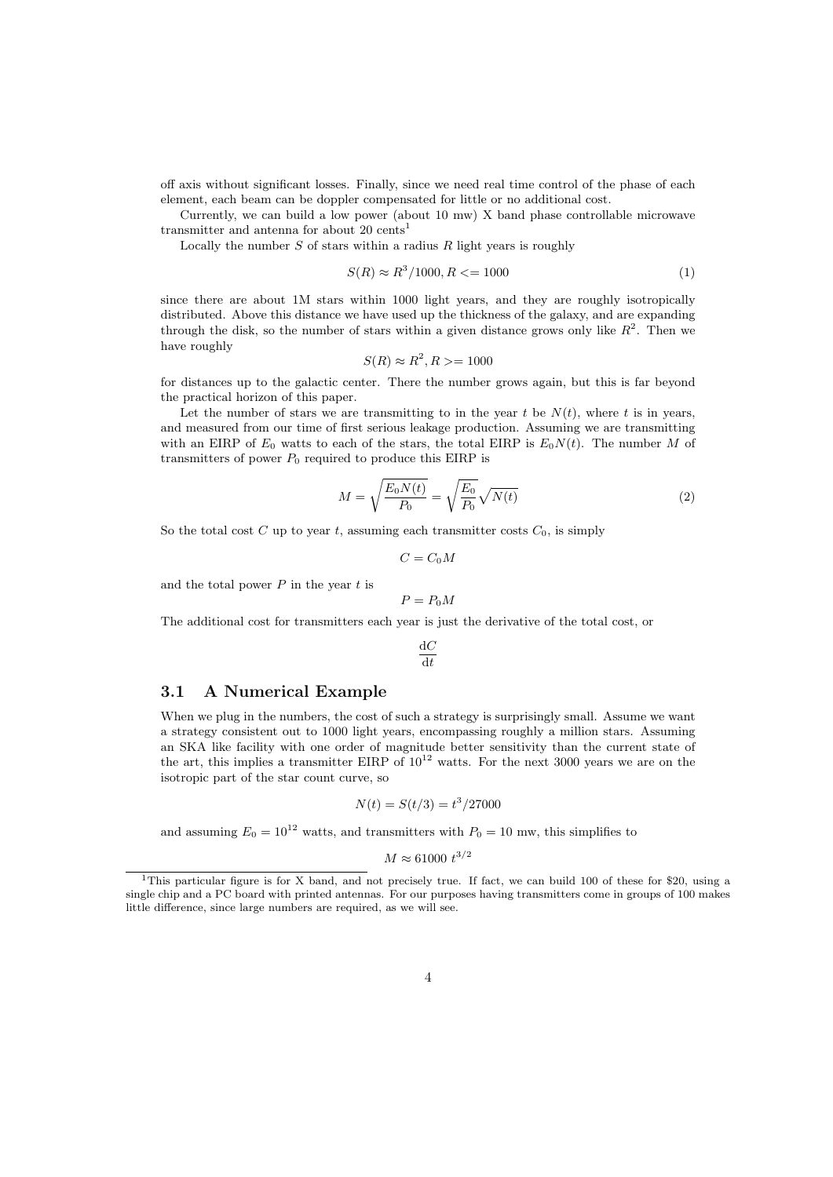off axis without significant losses. Finally, since we need real time control of the phase of each element, each beam can be doppler compensated for little or no additional cost.

Currently, we can build a low power (about 10 mw) X band phase controllable microwave transmitter and antenna for about 20 cents[1]

Locally the number $S$ of stars within a radius $R$ light years is roughly

$$S(R) \approx R^3/1000, R <= 1000 \tag{1}$$

since there are about 1M stars within 1000 light years, and they are roughly isotropically distributed. Above this distance we have used up the thickness of the galaxy, and are expanding through the disk, so the number of stars within a given distance grows only like $R^2$. Then we have roughly

$$S(R) \approx R^2, R >= 1000$$

for distances up to the galactic center. There the number grows again, but this is far beyond the practical horizon of this paper.

Let the number of stars we are transmitting to in the year $t$ be $N(t)$, where $t$ is in years, and measured from our time of first serious leakage production. Assuming we are transmitting with an EIRP of $E_0$ watts to each of the stars, the total EIRP is $E_0 N(t)$. The number $M$ of transmitters of power $P_0$ required to produce this EIRP is

$$M = \sqrt{\frac{E_0 N(t)}{P_0}} = \sqrt{\frac{E_0}{P_0}}\sqrt{N(t)} \tag{2}$$

So the total cost $C$ up to year $t$, assuming each transmitter costs $C_0$, is simply

$$C = C_0 M$$

and the total power $P$ in the year $t$ is

$$P = P_0 M$$

The additional cost for transmitters each year is just the derivative of the total cost, or

$$\frac{\mathrm{d}C}{\mathrm{d}t}$$

### 3.1 A Numerical Example

When we plug in the numbers, the cost of such a strategy is surprisingly small. Assume we want a strategy consistent out to 1000 light years, encompassing roughly a million stars. Assuming an SKA like facility with one order of magnitude better sensitivity than the current state of the art, this implies a transmitter EIRP of $10^{12}$ watts. For the next 3000 years we are on the isotropic part of the star count curve, so

$$N(t) = S(t/3) = t^3/27000$$

and assuming $E_0 = 10^{12}$ watts, and transmitters with $P_0 = 10$ mw, this simplifies to

$$M \approx 61000\ t^{3/2}$$

[1] This particular figure is for X band, and not precisely true. If fact, we can build 100 of these for \$20, using a single chip and a PC board with printed antennas. For our purposes having transmitters come in groups of 100 makes little difference, since large numbers are required, as we will see.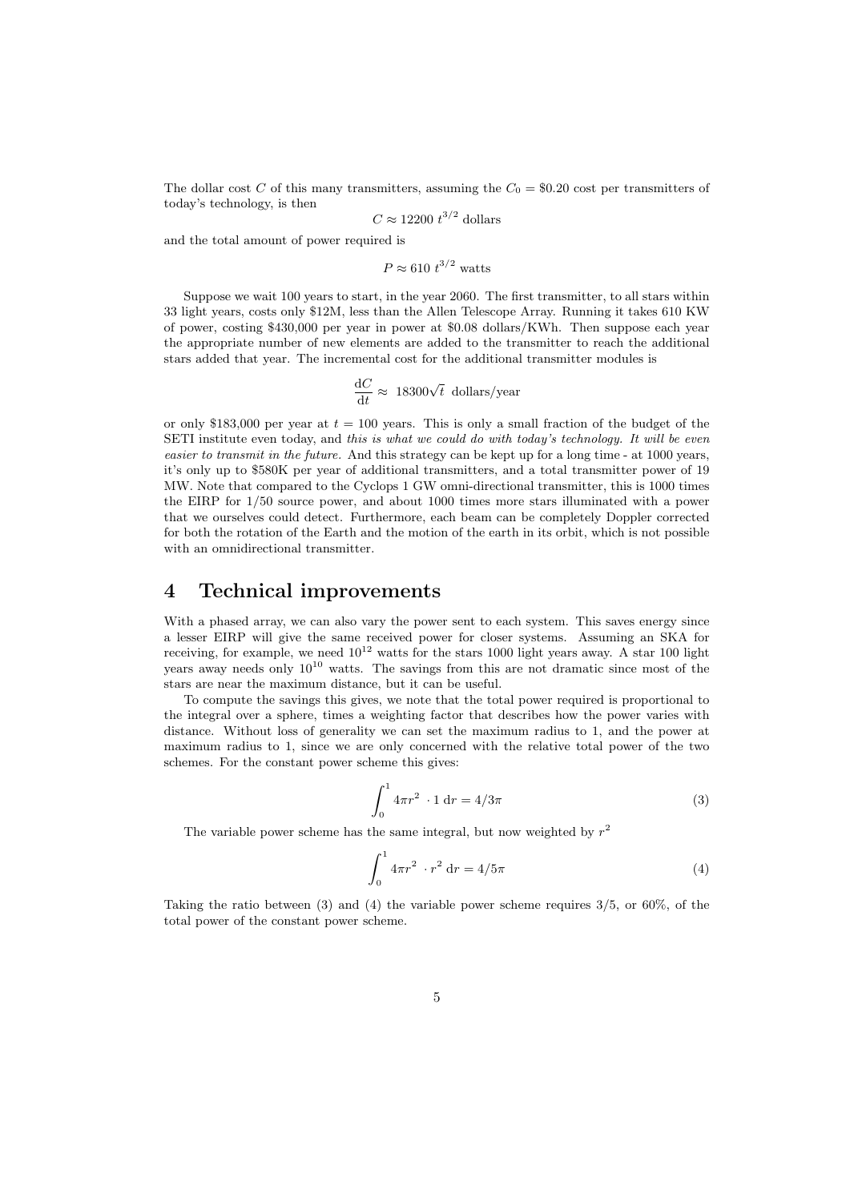The dollar cost $C$ of this many transmitters, assuming the $C_0 = \$0.20$ cost per transmitters of today's technology, is then

$$C \approx 12200 \; t^{3/2} \text{ dollars}$$

and the total amount of power required is

$$P \approx 610 \; t^{3/2} \text{ watts}$$

Suppose we wait 100 years to start, in the year 2060. The first transmitter, to all stars within 33 light years, costs only \$12M, less than the Allen Telescope Array. Running it takes 610 KW of power, costing \$430,000 per year in power at \$0.08 dollars/KWh. Then suppose each year the appropriate number of new elements are added to the transmitter to reach the additional stars added that year. The incremental cost for the additional transmitter modules is

$$\frac{\mathrm{d}C}{\mathrm{d}t} \approx \; 18300\sqrt{t} \;\text{ dollars/year}$$

or only \$183,000 per year at $t = 100$ years. This is only a small fraction of the budget of the SETI institute even today, and *this is what we could do with today's technology. It will be even easier to transmit in the future.* And this strategy can be kept up for a long time - at 1000 years, it's only up to \$580K per year of additional transmitters, and a total transmitter power of 19 MW. Note that compared to the Cyclops 1 GW omni-directional transmitter, this is 1000 times the EIRP for 1/50 source power, and about 1000 times more stars illuminated with a power that we ourselves could detect. Furthermore, each beam can be completely Doppler corrected for both the rotation of the Earth and the motion of the earth in its orbit, which is not possible with an omnidirectional transmitter.

# 4 Technical improvements

With a phased array, we can also vary the power sent to each system. This saves energy since a lesser EIRP will give the same received power for closer systems. Assuming an SKA for receiving, for example, we need $10^{12}$ watts for the stars 1000 light years away. A star 100 light years away needs only $10^{10}$ watts. The savings from this are not dramatic since most of the stars are near the maximum distance, but it can be useful.

To compute the savings this gives, we note that the total power required is proportional to the integral over a sphere, times a weighting factor that describes how the power varies with distance. Without loss of generality we can set the maximum radius to 1, and the power at maximum radius to 1, since we are only concerned with the relative total power of the two schemes. For the constant power scheme this gives:

$$\int_0^1 4\pi r^2 \; \cdot 1 \;\mathrm{d}r = 4/3\pi \tag{3}$$

The variable power scheme has the same integral, but now weighted by $r^2$

$$\int_0^1 4\pi r^2 \; \cdot r^2 \;\mathrm{d}r = 4/5\pi \tag{4}$$

Taking the ratio between (3) and (4) the variable power scheme requires 3/5, or 60%, of the total power of the constant power scheme.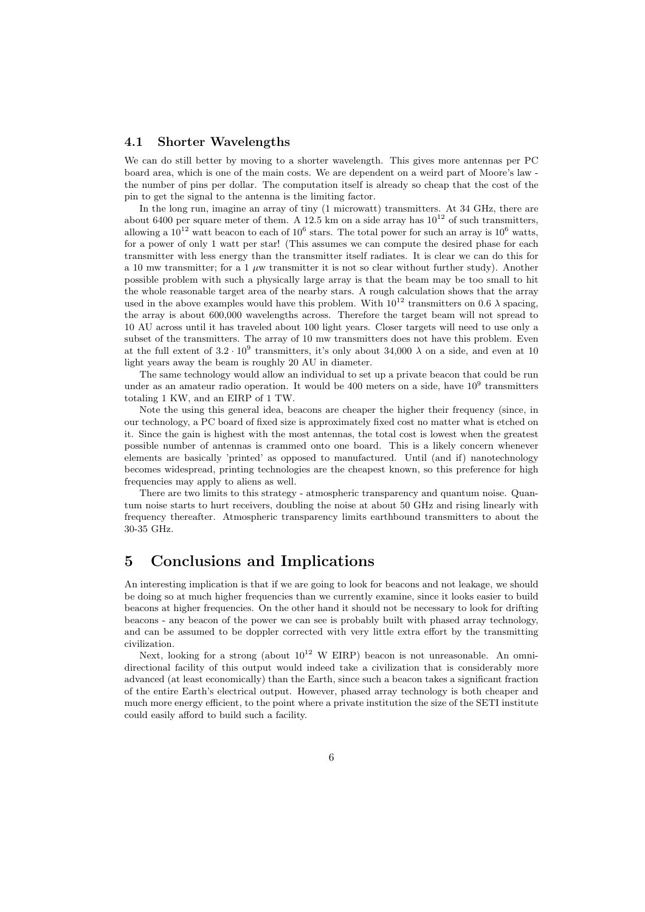### 4.1 Shorter Wavelengths

We can do still better by moving to a shorter wavelength. This gives more antennas per PC board area, which is one of the main costs. We are dependent on a weird part of Moore's law - the number of pins per dollar. The computation itself is already so cheap that the cost of the pin to get the signal to the antenna is the limiting factor.

In the long run, imagine an array of tiny (1 microwatt) transmitters. At 34 GHz, there are about 6400 per square meter of them. A 12.5 km on a side array has $10^{12}$ of such transmitters, allowing a $10^{12}$ watt beacon to each of $10^6$ stars. The total power for such an array is $10^6$ watts, for a power of only 1 watt per star! (This assumes we can compute the desired phase for each transmitter with less energy than the transmitter itself radiates. It is clear we can do this for a 10 mw transmitter; for a 1 $\mu$w transmitter it is not so clear without further study). Another possible problem with such a physically large array is that the beam may be too small to hit the whole reasonable target area of the nearby stars. A rough calculation shows that the array used in the above examples would have this problem. With $10^{12}$ transmitters on 0.6 $\lambda$ spacing, the array is about 600,000 wavelengths across. Therefore the target beam will not spread to 10 AU across until it has traveled about 100 light years. Closer targets will need to use only a subset of the transmitters. The array of 10 mw transmitters does not have this problem. Even at the full extent of $3.2 \cdot 10^9$ transmitters, it's only about 34,000 $\lambda$ on a side, and even at 10 light years away the beam is roughly 20 AU in diameter.

The same technology would allow an individual to set up a private beacon that could be run under as an amateur radio operation. It would be 400 meters on a side, have $10^9$ transmitters totaling 1 KW, and an EIRP of 1 TW.

Note the using this general idea, beacons are cheaper the higher their frequency (since, in our technology, a PC board of fixed size is approximately fixed cost no matter what is etched on it. Since the gain is highest with the most antennas, the total cost is lowest when the greatest possible number of antennas is crammed onto one board. This is a likely concern whenever elements are basically 'printed' as opposed to manufactured. Until (and if) nanotechnology becomes widespread, printing technologies are the cheapest known, so this preference for high frequencies may apply to aliens as well.

There are two limits to this strategy - atmospheric transparency and quantum noise. Quantum noise starts to hurt receivers, doubling the noise at about 50 GHz and rising linearly with frequency thereafter. Atmospheric transparency limits earthbound transmitters to about the 30-35 GHz.

## 5 Conclusions and Implications

An interesting implication is that if we are going to look for beacons and not leakage, we should be doing so at much higher frequencies than we currently examine, since it looks easier to build beacons at higher frequencies. On the other hand it should not be necessary to look for drifting beacons - any beacon of the power we can see is probably built with phased array technology, and can be assumed to be doppler corrected with very little extra effort by the transmitting civilization.

Next, looking for a strong (about $10^{12}$ W EIRP) beacon is not unreasonable. An omnidirectional facility of this output would indeed take a civilization that is considerably more advanced (at least economically) than the Earth, since such a beacon takes a significant fraction of the entire Earth's electrical output. However, phased array technology is both cheaper and much more energy efficient, to the point where a private institution the size of the SETI institute could easily afford to build such a facility.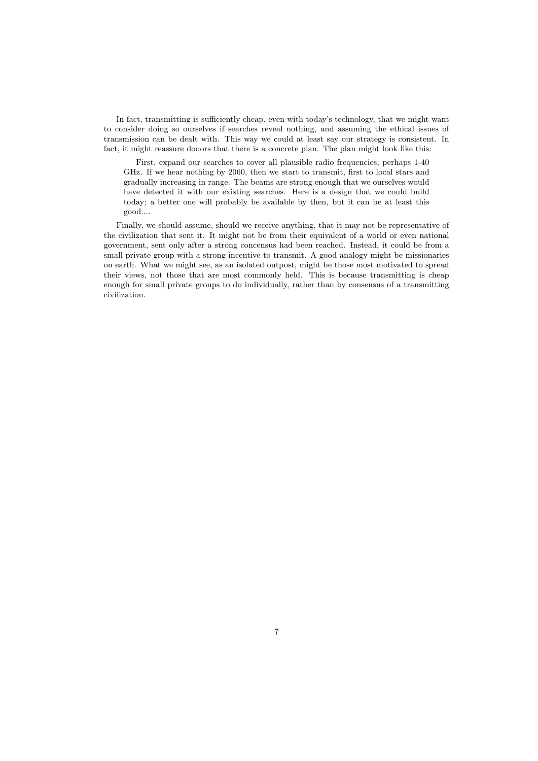In fact, transmitting is sufficiently cheap, even with today's technology, that we might want to consider doing so ourselves if searches reveal nothing, and assuming the ethical issues of transmission can be dealt with. This way we could at least say our strategy is consistent. In fact, it might reassure donors that there is a concrete plan. The plan might look like this:

> First, expand our searches to cover all plausible radio frequencies, perhaps 1-40 GHz. If we hear nothing by 2060, then we start to transmit, first to local stars and gradually increasing in range. The beams are strong enough that we ourselves would have detected it with our existing searches. Here is a design that we could build today; a better one will probably be available by then, but it can be at least this good....

Finally, we should assume, should we receive anything, that it may not be representative of the civilization that sent it. It might not be from their equivalent of a world or even national government, sent only after a strong concensus had been reached. Instead, it could be from a small private group with a strong incentive to transmit. A good analogy might be missionaries on earth. What we might see, as an isolated outpost, might be those most motivated to spread their views, not those that are most commonly held. This is because transmitting is cheap enough for small private groups to do individually, rather than by consensus of a transmitting civilization.